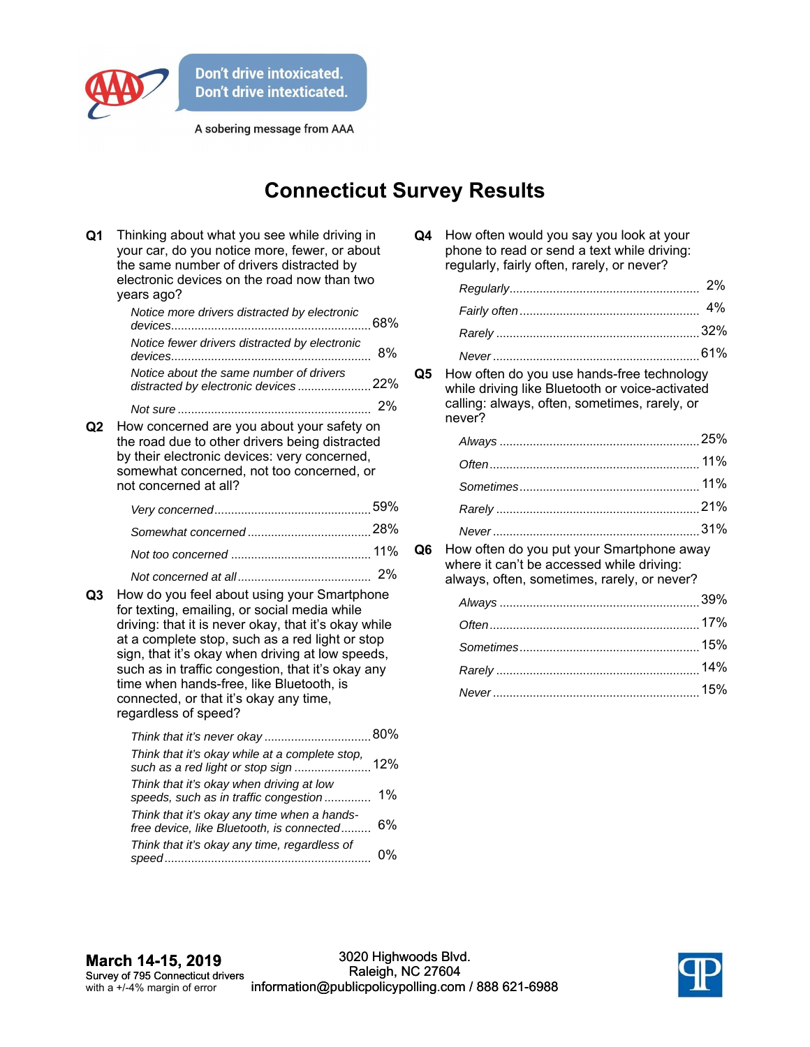Don't drive intoxicated.
Don't drive intexticated.

A sobering message from AAA

# Connecticut Survey Results

**Q1** Thinking about what you see while driving in your car, do you notice more, fewer, or about the same number of drivers distracted by electronic devices on the road now than two years ago?

| | |
|---|---|
| *Notice more drivers distracted by electronic devices* | 68% |
| *Notice fewer drivers distracted by electronic devices* | 8% |
| *Notice about the same number of drivers distracted by electronic devices* | 22% |
| *Not sure* | 2% |

**Q2** How concerned are you about your safety on the road due to other drivers being distracted by their electronic devices: very concerned, somewhat concerned, not too concerned, or not concerned at all?

| | |
|---|---|
| *Very concerned* | 59% |
| *Somewhat concerned* | 28% |
| *Not too concerned* | 11% |
| *Not concerned at all* | 2% |

**Q3** How do you feel about using your Smartphone for texting, emailing, or social media while driving: that it is never okay, that it's okay while at a complete stop, such as a red light or stop sign, that it's okay when driving at low speeds, such as in traffic congestion, that it's okay any time when hands-free, like Bluetooth, is connected, or that it's okay any time, regardless of speed?

| | |
|---|---|
| *Think that it's never okay* | 80% |
| *Think that it's okay while at a complete stop, such as a red light or stop sign* | 12% |
| *Think that it's okay when driving at low speeds, such as in traffic congestion* | 1% |
| *Think that it's okay any time when a hands-free device, like Bluetooth, is connected* | 6% |
| *Think that it's okay any time, regardless of speed* | 0% |

**Q4** How often would you say you look at your phone to read or send a text while driving: regularly, fairly often, rarely, or never?

| | |
|---|---|
| *Regularly* | 2% |
| *Fairly often* | 4% |
| *Rarely* | 32% |
| *Never* | 61% |

**Q5** How often do you use hands-free technology while driving like Bluetooth or voice-activated calling: always, often, sometimes, rarely, or never?

| | |
|---|---|
| *Always* | 25% |
| *Often* | 11% |
| *Sometimes* | 11% |
| *Rarely* | 21% |
| *Never* | 31% |

**Q6** How often do you put your Smartphone away where it can't be accessed while driving: always, often, sometimes, rarely, or never?

| | |
|---|---|
| *Always* | 39% |
| *Often* | 17% |
| *Sometimes* | 15% |
| *Rarely* | 14% |
| *Never* | 15% |

**March 14-15, 2019**
Survey of 795 Connecticut drivers
with a +/-4% margin of error

3020 Highwoods Blvd.
Raleigh, NC 27604
information@publicpolicypolling.com / 888 621-6988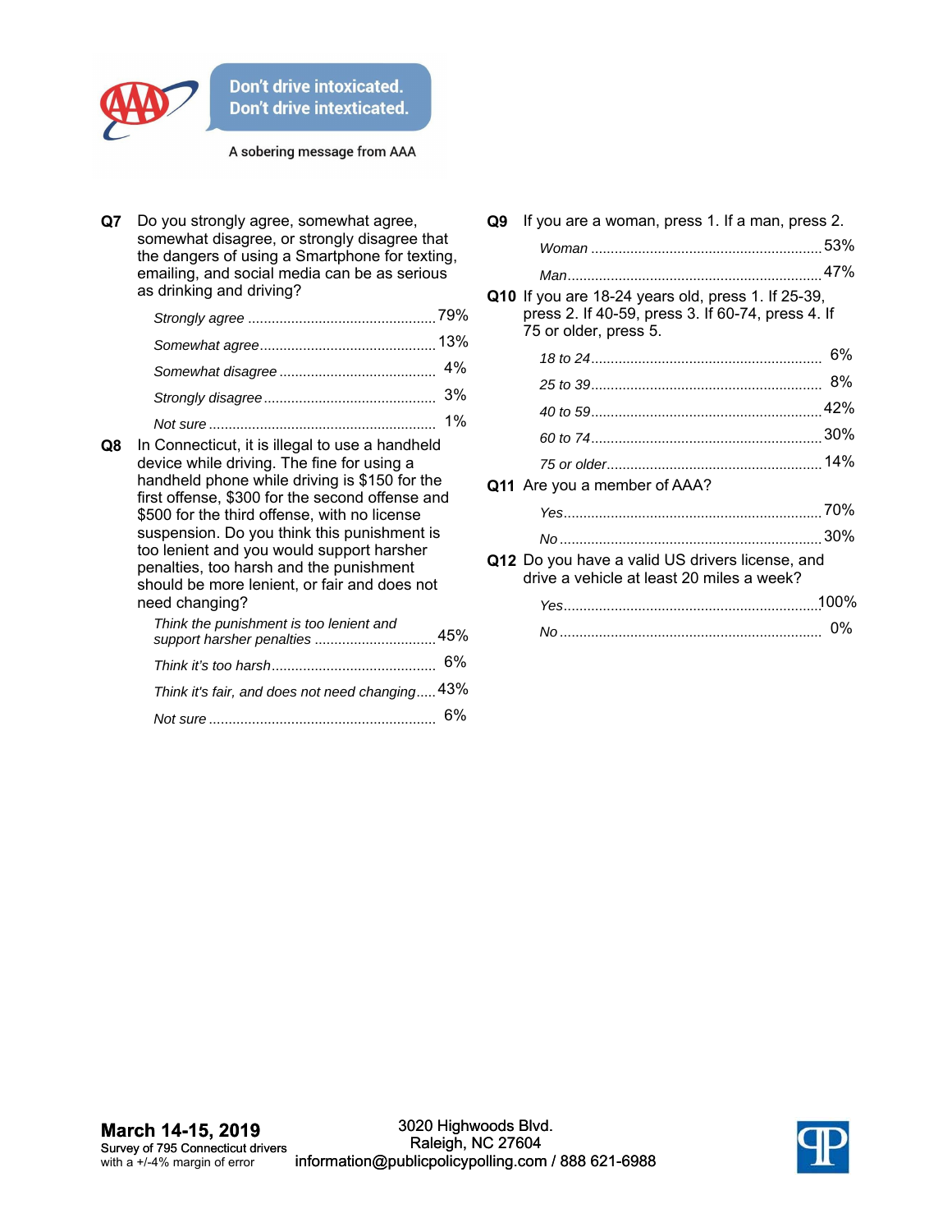Don't drive intoxicated.
Don't drive intexticated.

A sobering message from AAA

**Q7** Do you strongly agree, somewhat agree, somewhat disagree, or strongly disagree that the dangers of using a Smartphone for texting, emailing, and social media can be as serious as drinking and driving?

| | |
|---|---|
| *Strongly agree* | 79% |
| *Somewhat agree* | 13% |
| *Somewhat disagree* | 4% |
| *Strongly disagree* | 3% |
| *Not sure* | 1% |

**Q8** In Connecticut, it is illegal to use a handheld device while driving. The fine for using a handheld phone while driving is $150 for the first offense, $300 for the second offense and $500 for the third offense, with no license suspension. Do you think this punishment is too lenient and you would support harsher penalties, too harsh and the punishment should be more lenient, or fair and does not need changing?

| | |
|---|---|
| *Think the punishment is too lenient and support harsher penalties* | 45% |
| *Think it's too harsh* | 6% |
| *Think it's fair, and does not need changing* | 43% |
| *Not sure* | 6% |

**Q9** If you are a woman, press 1. If a man, press 2.

| | |
|---|---|
| *Woman* | 53% |
| *Man* | 47% |

**Q10** If you are 18-24 years old, press 1. If 25-39, press 2. If 40-59, press 3. If 60-74, press 4. If 75 or older, press 5.

| | |
|---|---|
| *18 to 24* | 6% |
| *25 to 39* | 8% |
| *40 to 59* | 42% |
| *60 to 74* | 30% |
| *75 or older* | 14% |

**Q11** Are you a member of AAA?

| | |
|---|---|
| *Yes* | 70% |
| *No* | 30% |

**Q12** Do you have a valid US drivers license, and drive a vehicle at least 20 miles a week?

| | |
|---|---|
| *Yes* | 100% |
| *No* | 0% |

**March 14-15, 2019**
Survey of 795 Connecticut drivers
with a +/-4% margin of error

3020 Highwoods Blvd.
Raleigh, NC 27604
information@publicpolicypolling.com / 888 621-6988